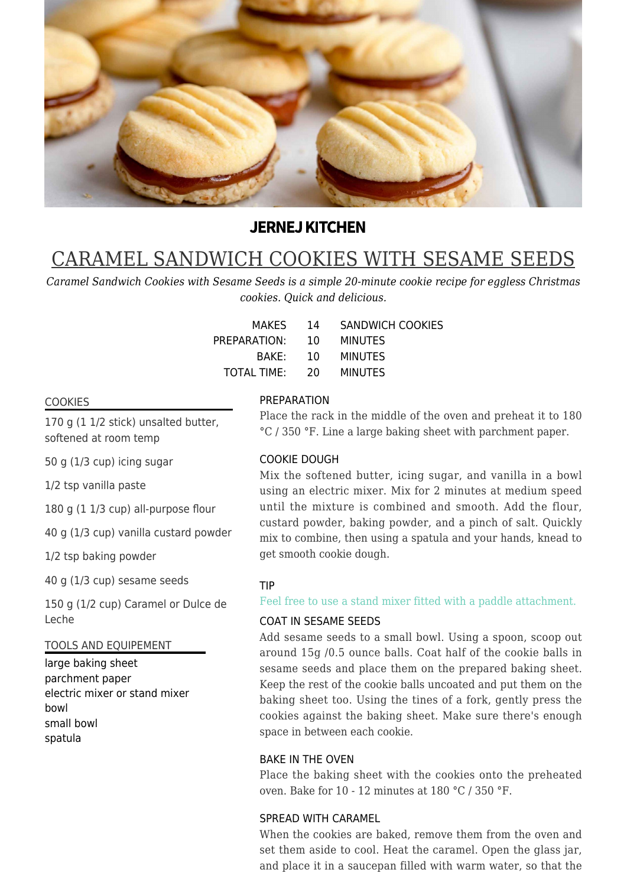**JERNEJ KITCHEN**

# CARAMEL SANDWICH COOKIES WITH SESAME SEEDS

*Caramel Sandwich Cookies with Sesame Seeds is a simple 20-minute cookie recipe for eggless Christmas cookies. Quick and delicious.*

| | | |
|---|---|---|
| MAKES | 14 | SANDWICH COOKIES |
| PREPARATION: | 10 | MINUTES |
| BAKE: | 10 | MINUTES |
| TOTAL TIME: | 20 | MINUTES |

## COOKIES

170 g (1 1/2 stick) unsalted butter, softened at room temp

50 g (1/3 cup) icing sugar

1/2 tsp vanilla paste

180 g (1 1/3 cup) all-purpose flour

40 g (1/3 cup) vanilla custard powder

1/2 tsp baking powder

40 g (1/3 cup) sesame seeds

150 g (1/2 cup) Caramel or Dulce de Leche

## TOOLS AND EQUIPEMENT

large baking sheet
parchment paper
electric mixer or stand mixer
bowl
small bowl
spatula

## PREPARATION

Place the rack in the middle of the oven and preheat it to 180 °C / 350 °F. Line a large baking sheet with parchment paper.

## COOKIE DOUGH

Mix the softened butter, icing sugar, and vanilla in a bowl using an electric mixer. Mix for 2 minutes at medium speed until the mixture is combined and smooth. Add the flour, custard powder, baking powder, and a pinch of salt. Quickly mix to combine, then using a spatula and your hands, knead to get smooth cookie dough.

## TIP

Feel free to use a stand mixer fitted with a paddle attachment.

## COAT IN SESAME SEEDS

Add sesame seeds to a small bowl. Using a spoon, scoop out around 15g /0.5 ounce balls. Coat half of the cookie balls in sesame seeds and place them on the prepared baking sheet. Keep the rest of the cookie balls uncoated and put them on the baking sheet too. Using the tines of a fork, gently press the cookies against the baking sheet. Make sure there's enough space in between each cookie.

## BAKE IN THE OVEN

Place the baking sheet with the cookies onto the preheated oven. Bake for 10 - 12 minutes at 180 °C / 350 °F.

## SPREAD WITH CARAMEL

When the cookies are baked, remove them from the oven and set them aside to cool. Heat the caramel. Open the glass jar, and place it in a saucepan filled with warm water, so that the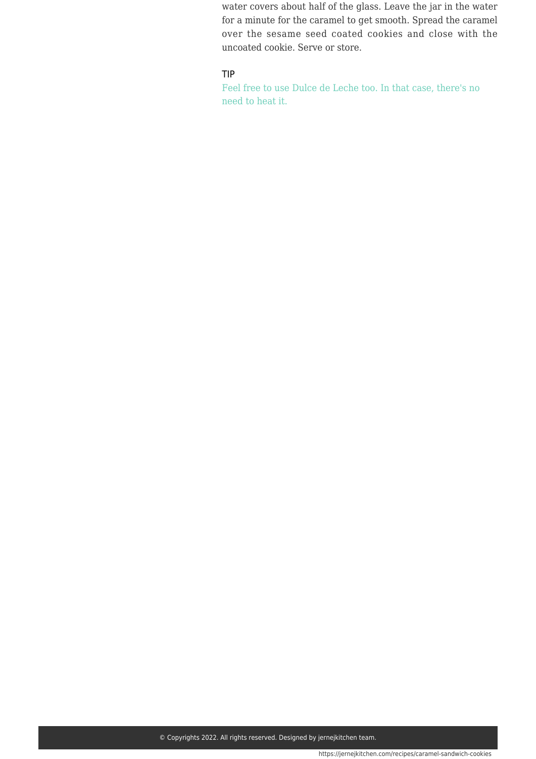water covers about half of the glass. Leave the jar in the water for a minute for the caramel to get smooth. Spread the caramel over the sesame seed coated cookies and close with the uncoated cookie. Serve or store.

TIP

Feel free to use Dulce de Leche too. In that case, there's no need to heat it.